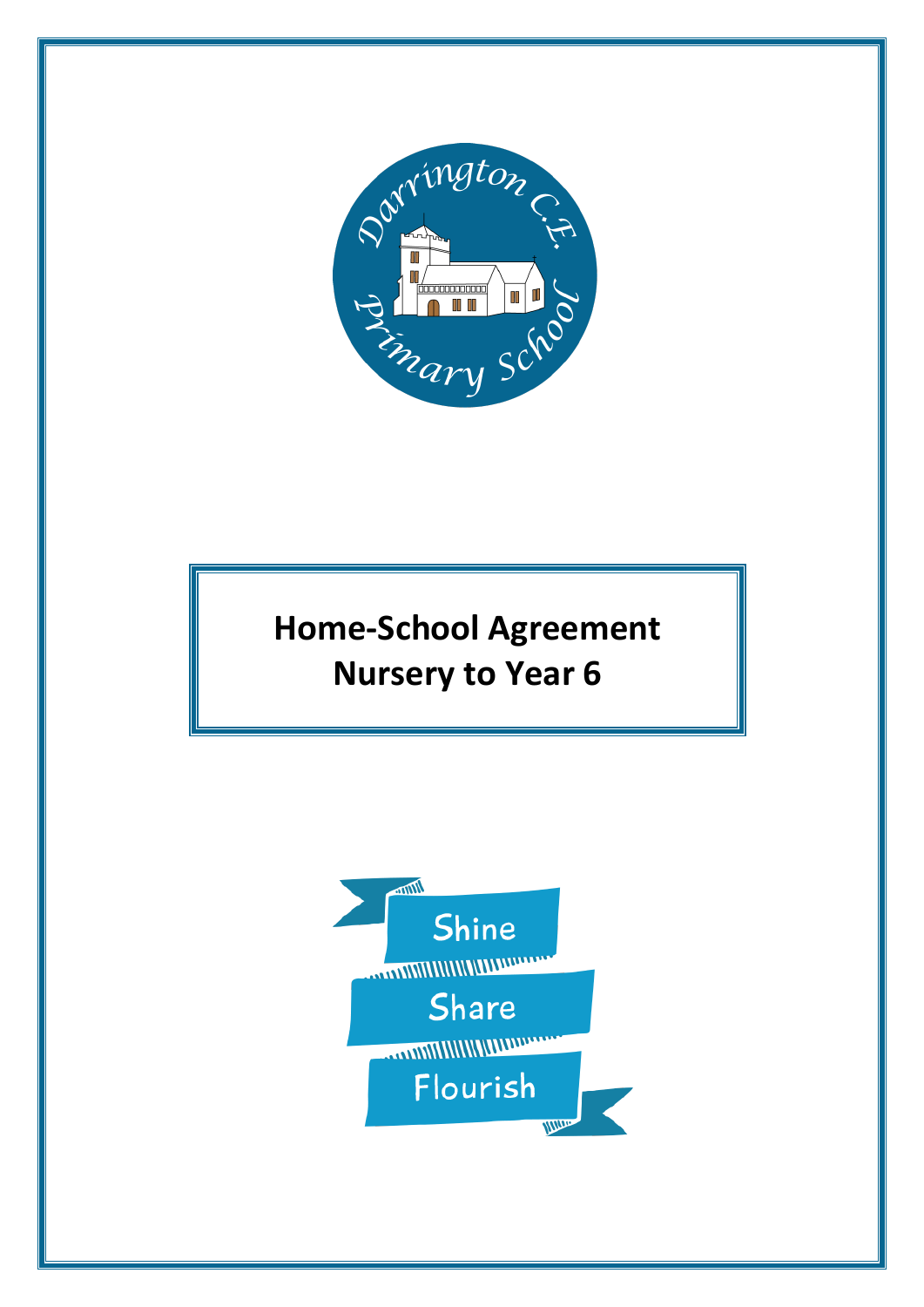Darrington C.E. Primary School

# Home-School Agreement
# Nursery to Year 6

Shine

Share

Flourish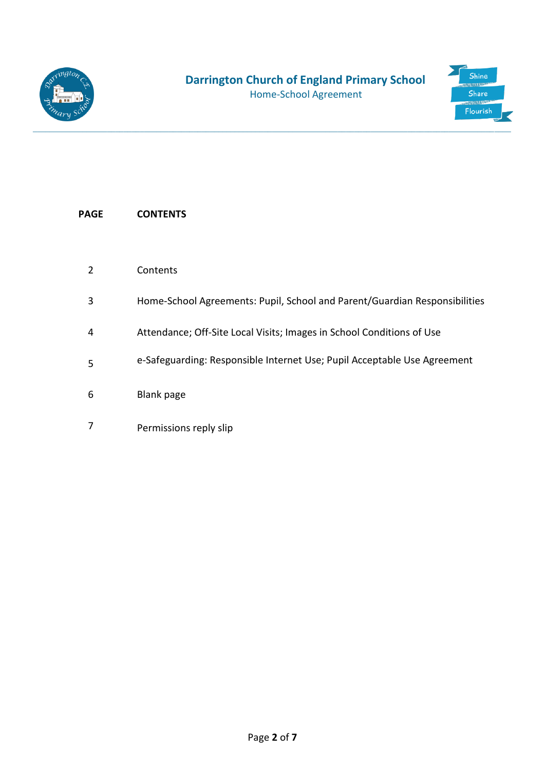| PAGE | CONTENTS |
| --- | --- |
| 2 | Contents |
| 3 | Home-School Agreements: Pupil, School and Parent/Guardian Responsibilities |
| 4 | Attendance; Off-Site Local Visits; Images in School Conditions of Use |
| 5 | e-Safeguarding: Responsible Internet Use; Pupil Acceptable Use Agreement |
| 6 | Blank page |
| 7 | Permissions reply slip |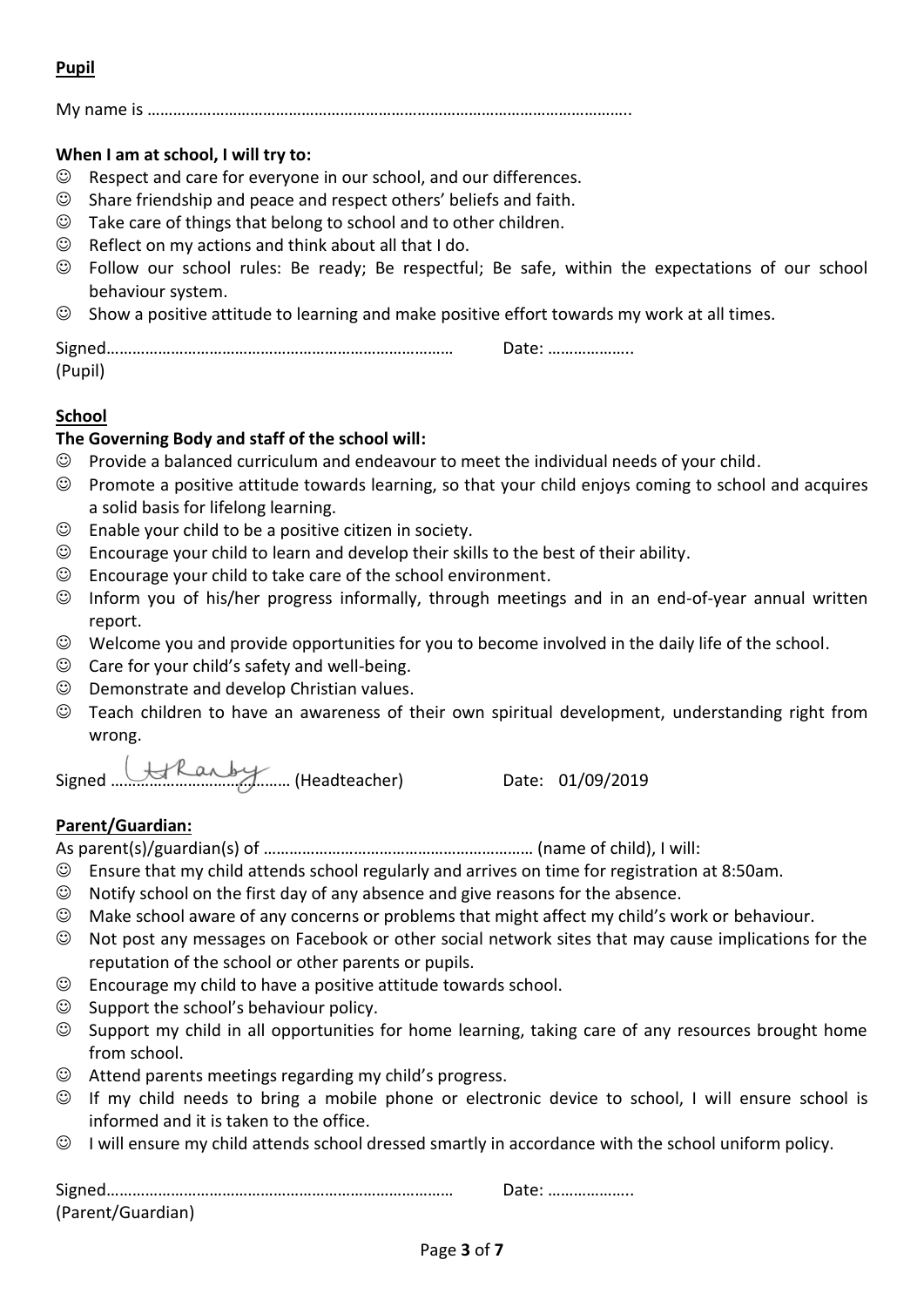**Pupil**

My name is …………………………………………………………………………………………………..

**When I am at school, I will try to:**

- ☺ Respect and care for everyone in our school, and our differences.
- ☺ Share friendship and peace and respect others' beliefs and faith.
- ☺ Take care of things that belong to school and to other children.
- ☺ Reflect on my actions and think about all that I do.
- ☺ Follow our school rules: Be ready; Be respectful; Be safe, within the expectations of our school behaviour system.
- ☺ Show a positive attitude to learning and make positive effort towards my work at all times.

Signed……………………………………………………………………… Date: ………………..
(Pupil)

**School**

**The Governing Body and staff of the school will:**

- ☺ Provide a balanced curriculum and endeavour to meet the individual needs of your child.
- ☺ Promote a positive attitude towards learning, so that your child enjoys coming to school and acquires a solid basis for lifelong learning.
- ☺ Enable your child to be a positive citizen in society.
- ☺ Encourage your child to learn and develop their skills to the best of their ability.
- ☺ Encourage your child to take care of the school environment.
- ☺ Inform you of his/her progress informally, through meetings and in an end-of-year annual written report.
- ☺ Welcome you and provide opportunities for you to become involved in the daily life of the school.
- ☺ Care for your child's safety and well-being.
- ☺ Demonstrate and develop Christian values.
- ☺ Teach children to have an awareness of their own spiritual development, understanding right from wrong.

Signed …………………………………… (Headteacher) Date: 01/09/2019

**Parent/Guardian:**

As parent(s)/guardian(s) of ……………………………………………………… (name of child), I will:

- ☺ Ensure that my child attends school regularly and arrives on time for registration at 8:50am.
- ☺ Notify school on the first day of any absence and give reasons for the absence.
- ☺ Make school aware of any concerns or problems that might affect my child's work or behaviour.
- ☺ Not post any messages on Facebook or other social network sites that may cause implications for the reputation of the school or other parents or pupils.
- ☺ Encourage my child to have a positive attitude towards school.
- ☺ Support the school's behaviour policy.
- ☺ Support my child in all opportunities for home learning, taking care of any resources brought home from school.
- ☺ Attend parents meetings regarding my child's progress.
- ☺ If my child needs to bring a mobile phone or electronic device to school, I will ensure school is informed and it is taken to the office.
- ☺ I will ensure my child attends school dressed smartly in accordance with the school uniform policy.

Signed……………………………………………………………………… Date: ………………..
(Parent/Guardian)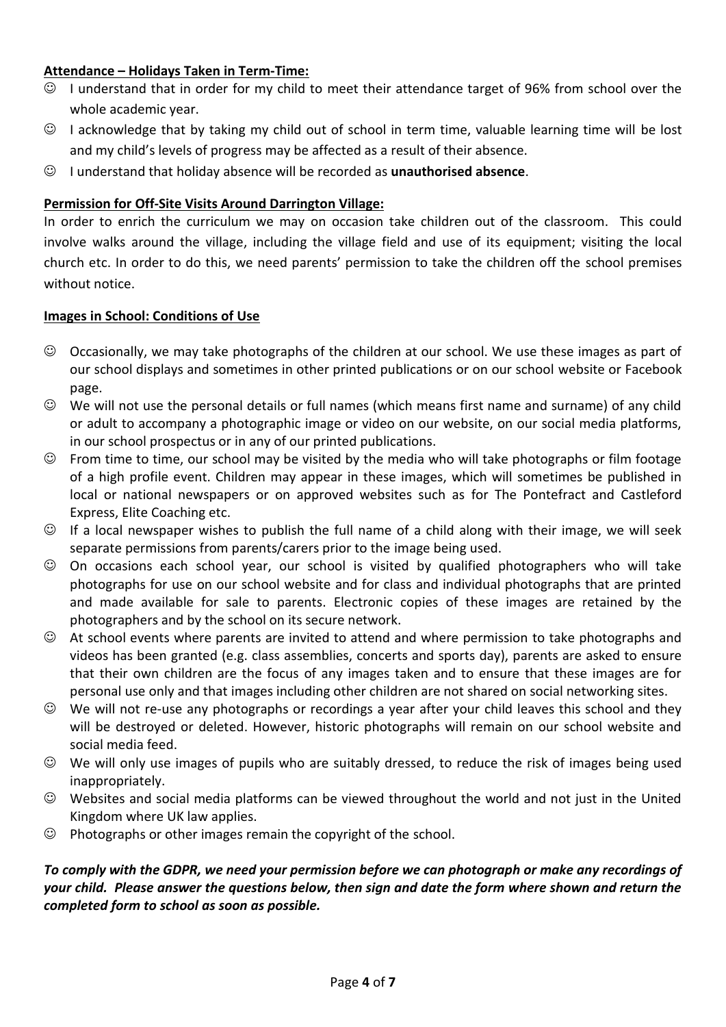**<u>Attendance – Holidays Taken in Term-Time:</u>**

- ☺ I understand that in order for my child to meet their attendance target of 96% from school over the whole academic year.
- ☺ I acknowledge that by taking my child out of school in term time, valuable learning time will be lost and my child's levels of progress may be affected as a result of their absence.
- ☺ I understand that holiday absence will be recorded as **unauthorised absence**.

**<u>Permission for Off-Site Visits Around Darrington Village:</u>**

In order to enrich the curriculum we may on occasion take children out of the classroom. This could involve walks around the village, including the village field and use of its equipment; visiting the local church etc. In order to do this, we need parents' permission to take the children off the school premises without notice.

**<u>Images in School: Conditions of Use</u>**

- ☺ Occasionally, we may take photographs of the children at our school. We use these images as part of our school displays and sometimes in other printed publications or on our school website or Facebook page.
- ☺ We will not use the personal details or full names (which means first name and surname) of any child or adult to accompany a photographic image or video on our website, on our social media platforms, in our school prospectus or in any of our printed publications.
- ☺ From time to time, our school may be visited by the media who will take photographs or film footage of a high profile event. Children may appear in these images, which will sometimes be published in local or national newspapers or on approved websites such as for The Pontefract and Castleford Express, Elite Coaching etc.
- ☺ If a local newspaper wishes to publish the full name of a child along with their image, we will seek separate permissions from parents/carers prior to the image being used.
- ☺ On occasions each school year, our school is visited by qualified photographers who will take photographs for use on our school website and for class and individual photographs that are printed and made available for sale to parents. Electronic copies of these images are retained by the photographers and by the school on its secure network.
- ☺ At school events where parents are invited to attend and where permission to take photographs and videos has been granted (e.g. class assemblies, concerts and sports day), parents are asked to ensure that their own children are the focus of any images taken and to ensure that these images are for personal use only and that images including other children are not shared on social networking sites.
- ☺ We will not re-use any photographs or recordings a year after your child leaves this school and they will be destroyed or deleted. However, historic photographs will remain on our school website and social media feed.
- ☺ We will only use images of pupils who are suitably dressed, to reduce the risk of images being used inappropriately.
- ☺ Websites and social media platforms can be viewed throughout the world and not just in the United Kingdom where UK law applies.
- ☺ Photographs or other images remain the copyright of the school.

***To comply with the GDPR, we need your permission before we can photograph or make any recordings of your child. Please answer the questions below, then sign and date the form where shown and return the completed form to school as soon as possible.***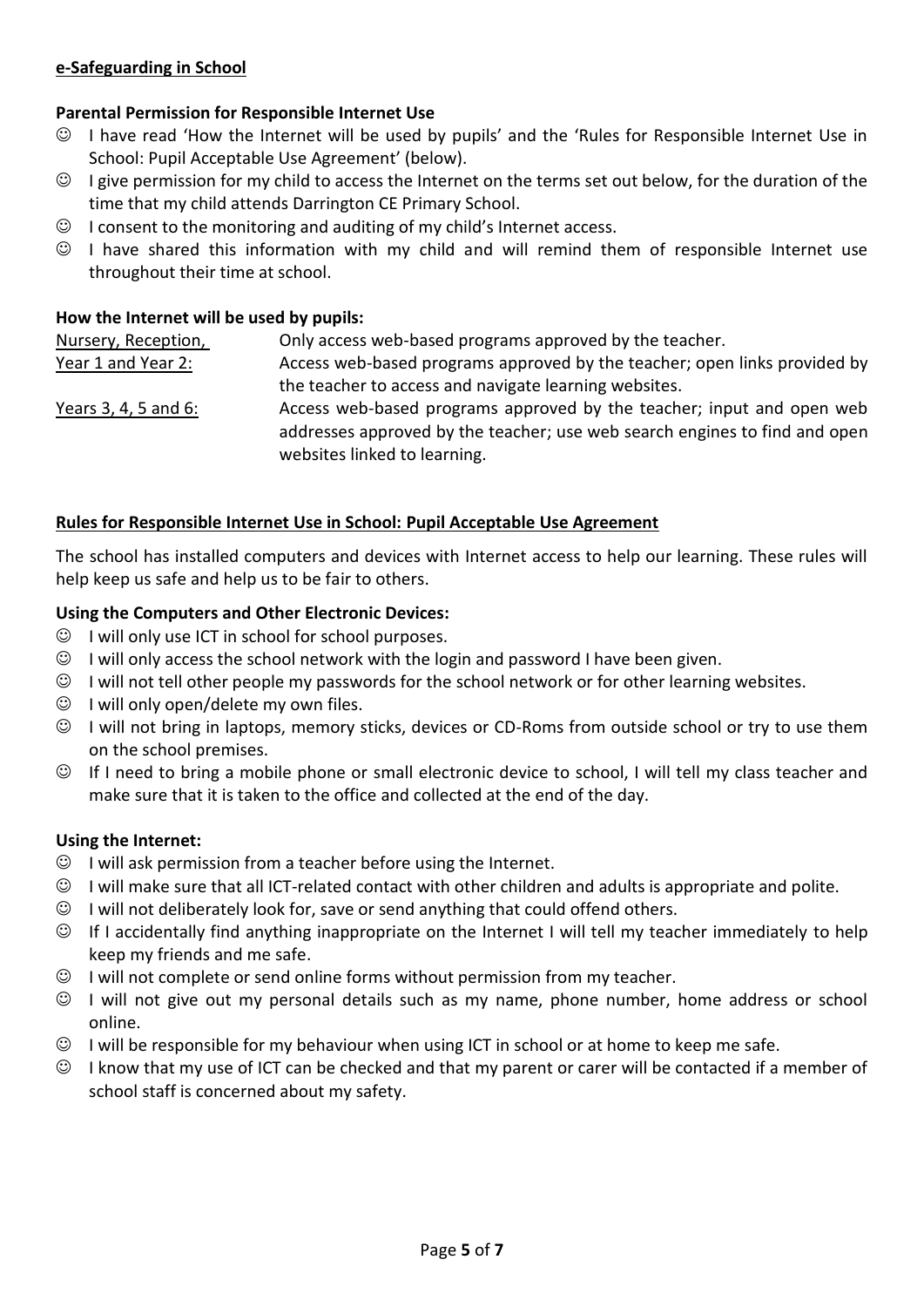## e-Safeguarding in School

### Parental Permission for Responsible Internet Use

- ☺ I have read 'How the Internet will be used by pupils' and the 'Rules for Responsible Internet Use in School: Pupil Acceptable Use Agreement' (below).
- ☺ I give permission for my child to access the Internet on the terms set out below, for the duration of the time that my child attends Darrington CE Primary School.
- ☺ I consent to the monitoring and auditing of my child's Internet access.
- ☺ I have shared this information with my child and will remind them of responsible Internet use throughout their time at school.

### How the Internet will be used by pupils:

| | |
|---|---|
| Nursery, Reception, | Only access web-based programs approved by the teacher. |
| Year 1 and Year 2: | Access web-based programs approved by the teacher; open links provided by the teacher to access and navigate learning websites. |
| Years 3, 4, 5 and 6: | Access web-based programs approved by the teacher; input and open web addresses approved by the teacher; use web search engines to find and open websites linked to learning. |

## Rules for Responsible Internet Use in School: Pupil Acceptable Use Agreement

The school has installed computers and devices with Internet access to help our learning. These rules will help keep us safe and help us to be fair to others.

### Using the Computers and Other Electronic Devices:

- ☺ I will only use ICT in school for school purposes.
- ☺ I will only access the school network with the login and password I have been given.
- ☺ I will not tell other people my passwords for the school network or for other learning websites.
- ☺ I will only open/delete my own files.
- ☺ I will not bring in laptops, memory sticks, devices or CD-Roms from outside school or try to use them on the school premises.
- ☺ If I need to bring a mobile phone or small electronic device to school, I will tell my class teacher and make sure that it is taken to the office and collected at the end of the day.

### Using the Internet:

- ☺ I will ask permission from a teacher before using the Internet.
- ☺ I will make sure that all ICT-related contact with other children and adults is appropriate and polite.
- ☺ I will not deliberately look for, save or send anything that could offend others.
- ☺ If I accidentally find anything inappropriate on the Internet I will tell my teacher immediately to help keep my friends and me safe.
- ☺ I will not complete or send online forms without permission from my teacher.
- ☺ I will not give out my personal details such as my name, phone number, home address or school online.
- ☺ I will be responsible for my behaviour when using ICT in school or at home to keep me safe.
- ☺ I know that my use of ICT can be checked and that my parent or carer will be contacted if a member of school staff is concerned about my safety.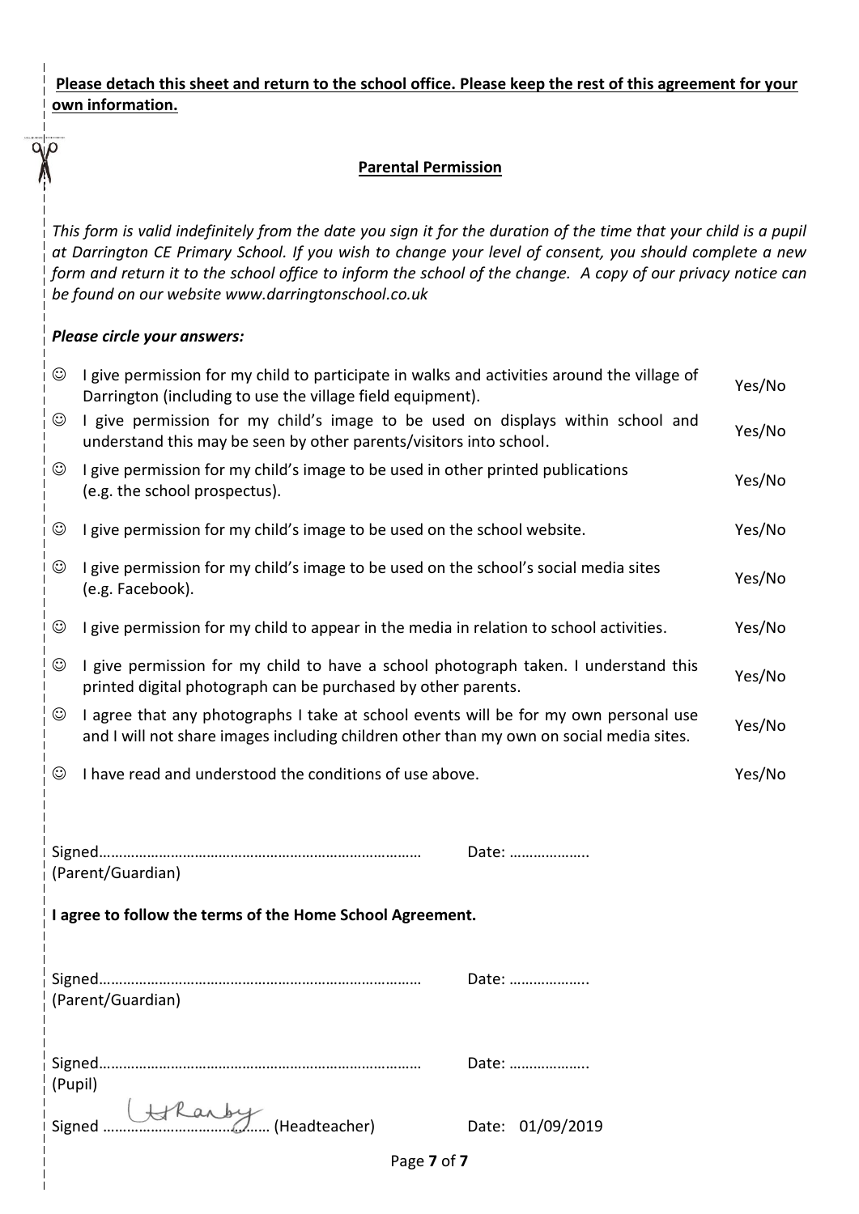**Please detach this sheet and return to the school office. Please keep the rest of this agreement for your own information.**

## Parental Permission

*This form is valid indefinitely from the date you sign it for the duration of the time that your child is a pupil at Darrington CE Primary School. If you wish to change your level of consent, you should complete a new form and return it to the school office to inform the school of the change. A copy of our privacy notice can be found on our website www.darringtonschool.co.uk*

***Please circle your answers:***

| | | |
|---|---|---|
| ☺ | I give permission for my child to participate in walks and activities around the village of Darrington (including to use the village field equipment). | Yes/No |
| ☺ | I give permission for my child's image to be used on displays within school and understand this may be seen by other parents/visitors into school. | Yes/No |
| ☺ | I give permission for my child's image to be used in other printed publications (e.g. the school prospectus). | Yes/No |
| ☺ | I give permission for my child's image to be used on the school website. | Yes/No |
| ☺ | I give permission for my child's image to be used on the school's social media sites (e.g. Facebook). | Yes/No |
| ☺ | I give permission for my child to appear in the media in relation to school activities. | Yes/No |
| ☺ | I give permission for my child to have a school photograph taken. I understand this printed digital photograph can be purchased by other parents. | Yes/No |
| ☺ | I agree that any photographs I take at school events will be for my own personal use and I will not share images including children other than my own on social media sites. | Yes/No |
| ☺ | I have read and understood the conditions of use above. | Yes/No |

Signed……………………………………………………………………… Date: ………………..
(Parent/Guardian)

**I agree to follow the terms of the Home School Agreement.**

Signed……………………………………………………………………… Date: ………………..
(Parent/Guardian)

Signed……………………………………………………………………… Date: ………………..
(Pupil)

Signed ……H Ranby……… (Headteacher) Date: 01/09/2019